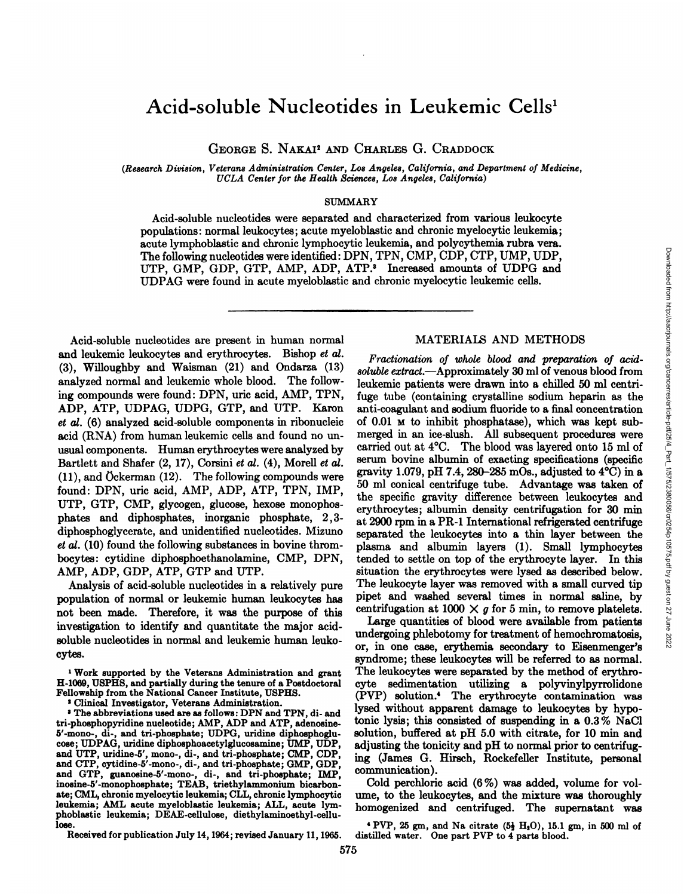# Acid-soluble Nucleotides in Leukemic Cells[1]

George S. Nakai[2] and Charles G. Craddock

*(Research Division, Veterans Administration Center, Los Angeles, California, and Department of Medicine, UCLA Center for the Health Sciences, Los Angeles, California)*

## SUMMARY

Acid-soluble nucleotides were separated and characterized from various leukocyte populations: normal leukocytes; acute myeloblastic and chronic myelocytic leukemia; acute lymphoblastic and chronic lymphocytic leukemia, and polycythemia rubra vera. The following nucleotides were identified: DPN, TPN, CMP, CDP, CTP, UMP, UDP, UTP, GMP, GDP, GTP, AMP, ADP, ATP.[3] Increased amounts of UDPG and UDPAG were found in acute myeloblastic and chronic myelocytic leukemic cells.

---

Acid-soluble nucleotides are present in human normal and leukemic leukocytes and erythrocytes. Bishop *et al.* (3), Willoughby and Waisman (21) and Ondarza (13) analyzed normal and leukemic whole blood. The following compounds were found: DPN, uric acid, AMP, TPN, ADP, ATP, UDPAG, UDPG, GTP, and UTP. Karon *et al.* (6) analyzed acid-soluble components in ribonucleic acid (RNA) from human leukemic cells and found no unusual components. Human erythrocytes were analyzed by Bartlett and Shafer (2, 17), Corsini *et al.* (4), Morell *et al.* (11), and Öckerman (12). The following compounds were found: DPN, uric acid, AMP, ADP, ATP, TPN, IMP, UTP, GTP, CMP, glycogen, glucose, hexose monophosphates and diphosphates, inorganic phosphate, 2,3-diphosphoglycerate, and unidentified nucleotides. Mizuno *et al.* (10) found the following substances in bovine thrombocytes: cytidine diphosphoethanolamine, CMP, DPN, AMP, ADP, GDP, ATP, GTP and UTP.

Analysis of acid-soluble nucleotides in a relatively pure population of normal or leukemic human leukocytes has not been made. Therefore, it was the purpose of this investigation to identify and quantitate the major acid-soluble nucleotides in normal and leukemic human leukocytes.

## MATERIALS AND METHODS

*Fractionation of whole blood and preparation of acid-soluble extract.*—Approximately 30 ml of venous blood from leukemic patients were drawn into a chilled 50 ml centrifuge tube (containing crystalline sodium heparin as the anti-coagulant and sodium fluoride to a final concentration of 0.01 M to inhibit phosphatase), which was kept submerged in an ice-slush. All subsequent procedures were carried out at 4°C. The blood was layered onto 15 ml of serum bovine albumin of exacting specifications (specific gravity 1.079, pH 7.4, 280–285 mOs., adjusted to 4°C) in a 50 ml conical centrifuge tube. Advantage was taken of the specific gravity difference between leukocytes and erythrocytes; albumin density centrifugation for 30 min at 2900 rpm in a PR-1 International refrigerated centrifuge separated the leukocytes into a thin layer between the plasma and albumin layers (1). Small lymphocytes tended to settle on top of the erythrocyte layer. In this situation the erythrocytes were lysed as described below. The leukocyte layer was removed with a small curved tip pipet and washed several times in normal saline, by centrifugation at 1000 × *g* for 5 min, to remove platelets.

Large quantities of blood were available from patients undergoing phlebotomy for treatment of hemochromatosis, or, in one case, erythemia secondary to Eisenmenger's syndrome; these leukocytes will be referred to as normal. The leukocytes were separated by the method of erythrocyte sedimentation utilizing a polyvinylpyrrolidone (PVP) solution.[4] The erythrocyte contamination was lysed without apparent damage to leukocytes by hypotonic lysis; this consisted of suspending in a 0.3% NaCl solution, buffered at pH 5.0 with citrate, for 10 min and adjusting the tonicity and pH to normal prior to centrifuging (James G. Hirsch, Rockefeller Institute, personal communication).

Cold perchloric acid (6%) was added, volume for volume, to the leukocytes, and the mixture was thoroughly homogenized and centrifuged. The supernatant was

---

[1] Work supported by the Veterans Administration and grant H-1069, USPHS, and partially during the tenure of a Postdoctoral Fellowship from the National Cancer Institute, USPHS.

[2] Clinical Investigator, Veterans Administration.

[3] The abbreviations used are as follows: DPN and TPN, di- and tri-phosphopyridine nucleotide; AMP, ADP and ATP, adenosine-5′-mono-, di-, and tri-phosphate; UDPG, uridine diphosphoglucose; UDPAG, uridine diphosphoacetylglucosamine; UMP, UDP, and UTP, uridine-5′, mono-, di-, and tri-phosphate; CMP, CDP, and CTP, cytidine-5′-mono-, di-, and tri-phosphate; GMP, GDP, and GTP, guanosine-5′-mono-, di-, and tri-phosphate; IMP, inosine-5′-monophosphate; TEAB, triethylammonium bicarbonate; CML, chronic myelocytic leukemia; CLL, chronic lymphocytic leukemia; AML acute myeloblastic leukemia; ALL, acute lymphoblastic leukemia; DEAE-cellulose, diethylaminoethyl-cellulose.

Received for publication July 14, 1964; revised January 11, 1965.

[4] PVP, 25 gm, and Na citrate ($5\frac{1}{2}$ $H_2O$), 15.1 gm, in 500 ml of distilled water. One part PVP to 4 parts blood.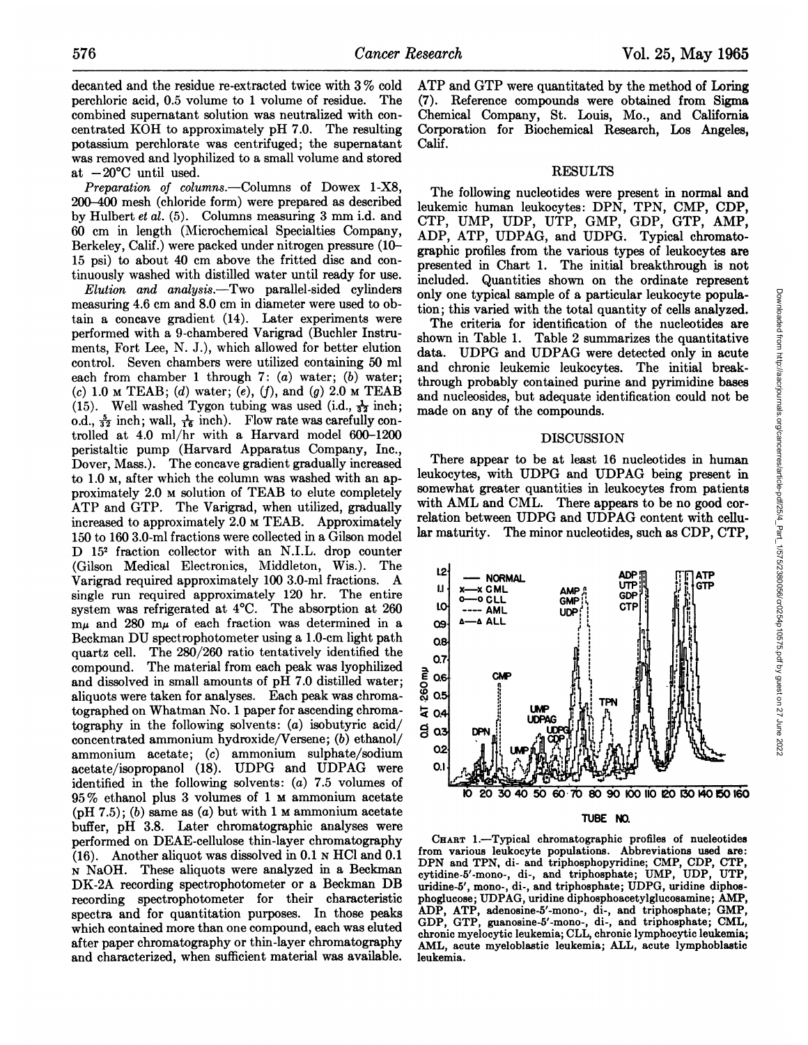decanted and the residue re-extracted twice with 3% cold perchloric acid, 0.5 volume to 1 volume of residue. The combined supernatant solution was neutralized with concentrated KOH to approximately pH 7.0. The resulting potassium perchlorate was centrifuged; the supernatant was removed and lyophilized to a small volume and stored at −20°C until used.

*Preparation of columns.*—Columns of Dowex 1-X8, 200–400 mesh (chloride form) were prepared as described by Hulbert *et al.* (5). Columns measuring 3 mm i.d. and 60 cm in length (Microchemical Specialties Company, Berkeley, Calif.) were packed under nitrogen pressure (10–15 psi) to about 40 cm above the fritted disc and continuously washed with distilled water until ready for use.

*Elution and analysis.*—Two parallel-sided cylinders measuring 4.6 cm and 8.0 cm in diameter were used to obtain a concave gradient (14). Later experiments were performed with a 9-chambered Varigrad (Buchler Instruments, Fort Lee, N. J.), which allowed for better elution control. Seven chambers were utilized containing 50 ml each from chamber 1 through 7: (*a*) water; (*b*) water; (*c*) 1.0 M TEAB; (*d*) water; (*e*), (*f*), and (*g*) 2.0 M TEAB (15). Well washed Tygon tubing was used (i.d., $\frac{1}{32}$ inch; o.d., $\frac{5}{32}$ inch; wall, $\frac{1}{16}$ inch). Flow rate was carefully controlled at 4.0 ml/hr with a Harvard model 600–1200 peristaltic pump (Harvard Apparatus Company, Inc., Dover, Mass.). The concave gradient gradually increased to 1.0 M, after which the column was washed with an approximately 2.0 M solution of TEAB to elute completely ATP and GTP. The Varigrad, when utilized, gradually increased to approximately 2.0 M TEAB. Approximately 150 to 160 3.0-ml fractions were collected in a Gilson model D 15[2] fraction collector with an N.I.L. drop counter (Gilson Medical Electronics, Middleton, Wis.). The Varigrad required approximately 100 3.0-ml fractions. A single run required approximately 120 hr. The entire system was refrigerated at 4°C. The absorption at 260 mμ and 280 mμ of each fraction was determined in a Beckman DU spectrophotometer using a 1.0-cm light path quartz cell. The 280/260 ratio tentatively identified the compound. The material from each peak was lyophilized and dissolved in small amounts of pH 7.0 distilled water; aliquots were taken for analyses. Each peak was chromatographed on Whatman No. 1 paper for ascending chromatography in the following solvents: (*a*) isobutyric acid/concentrated ammonium hydroxide/Versene; (*b*) ethanol/ammonium acetate; (*c*) ammonium sulphate/sodium acetate/isopropanol (18). UDPG and UDPAG were identified in the following solvents: (*a*) 7.5 volumes of 95% ethanol plus 3 volumes of 1 M ammonium acetate (pH 7.5); (*b*) same as (*a*) but with 1 M ammonium acetate buffer, pH 3.8. Later chromatographic analyses were performed on DEAE-cellulose thin-layer chromatography (16). Another aliquot was dissolved in 0.1 N HCl and 0.1 N NaOH. These aliquots were analyzed in a Beckman DK-2A recording spectrophotometer or a Beckman DB recording spectrophotometer for their characteristic spectra and for quantitation purposes. In those peaks which contained more than one compound, each was eluted after paper chromatography or thin-layer chromatography and characterized, when sufficient material was available. ATP and GTP were quantitated by the method of Loring (7). Reference compounds were obtained from Sigma Chemical Company, St. Louis, Mo., and California Corporation for Biochemical Research, Los Angeles, Calif.

## RESULTS

The following nucleotides were present in normal and leukemic human leukocytes: DPN, TPN, CMP, CDP, CTP, UMP, UDP, UTP, GMP, GDP, GTP, AMP, ADP, ATP, UDPAG, and UDPG. Typical chromatographic profiles from the various types of leukocytes are presented in Chart 1. The initial breakthrough is not included. Quantities shown on the ordinate represent only one typical sample of a particular leukocyte population; this varied with the total quantity of cells analyzed.

The criteria for identification of the nucleotides are shown in Table 1. Table 2 summarizes the quantitative data. UDPG and UDPAG were detected only in acute and chronic leukemic leukocytes. The initial breakthrough probably contained purine and pyrimidine bases and nucleosides, but adequate identification could not be made on any of the compounds.

## DISCUSSION

There appear to be at least 16 nucleotides in human leukocytes, with UDPG and UDPAG being present in somewhat greater quantities in leukocytes from patients with AML and CML. There appears to be no good correlation between UDPG and UDPAG content with cellular maturity. The minor nucleotides, such as CDP, CTP,

CHART 1.—Typical chromatographic profiles of nucleotides from various leukocyte populations. Abbreviations used are: DPN and TPN, di- and triphosphopyridine; CMP, CDP, CTP, cytidine-5′-mono-, di-, and triphosphate; UMP, UDP, UTP, uridine-5′, mono-, di-, and triphosphate; UDPG, uridine diphosphoglucose; UDPAG, uridine diphosphoacetylglucosamine; AMP, ADP, ATP, adenosine-5′-mono-, di-, and triphosphate; GMP, GDP, GTP, guanosine-5′-mono-, di-, and triphosphate; CML, chronic myelocytic leukemia; CLL, chronic lymphocytic leukemia; AML, acute myeloblastic leukemia; ALL, acute lymphoblastic leukemia.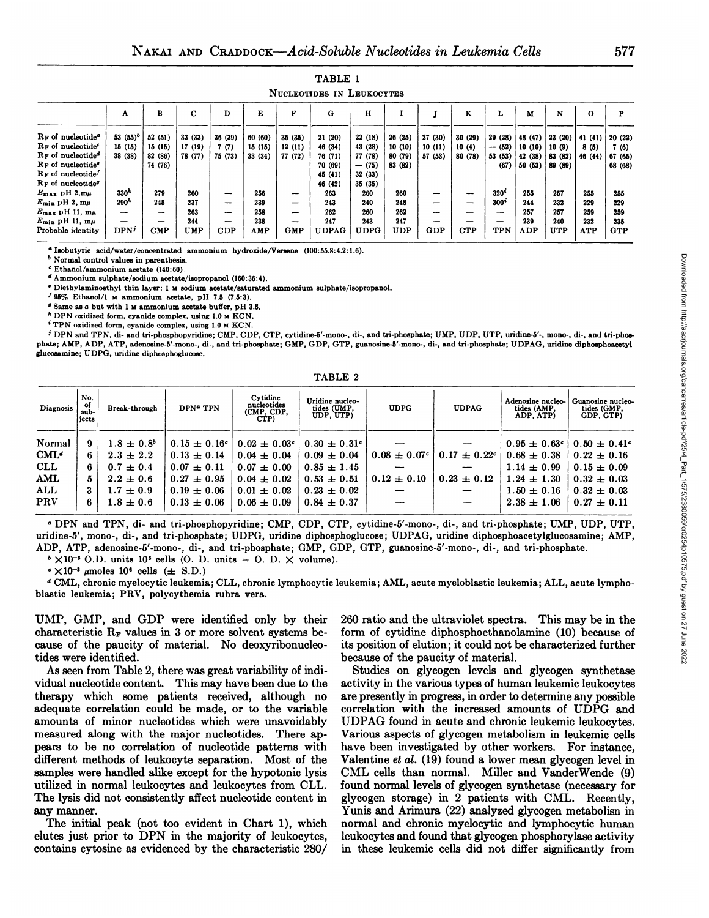TABLE 1

NUCLEOTIDES IN LEUKOCYTES

| | A | B | C | D | E | F | G | H | I | J | K | L | M | N | O | P |
|---|---|---|---|---|---|---|---|---|---|---|---|---|---|---|---|---|
| $R_F$ of nucleotide[a] | 53 (55)[b] | 52 (51) | 33 (33) | 36 (39) | 60 (60) | 35 (35) | 21 (20) | 22 (18) | 26 (25) | 27 (30) | 30 (29) | 29 (28) | 48 (47) | 23 (20) | 41 (41) | 20 (22) |
| $R_F$ of nucleotide[c] | 15 (15) | 15 (15) | 17 (19) | 7 (7) | 15 (15) | 12 (11) | 46 (34) | 43 (28) | 10 (10) | 10 (11) | 10 (4) | — (52) | 10 (10) | 10 (9) | 8 (5) | 7 (6) |
| $R_F$ of nucleotide[d] | 38 (38) | 82 (86) | 78 (77) | 75 (73) | 33 (34) | 77 (72) | 76 (71) | 77 (78) | 80 (79) | 57 (53) | 80 (78) | 53 (53) | 42 (38) | 83 (82) | 46 (44) | 67 (65) |
| $R_F$ of nucleotide[e] | | 74 (76) | | | | | 70 (69) | — (75) | 83 (82) | | | (67) | 50 (53) | 89 (89) | | 68 (68) |
| $R_F$ of nucleotide[f] | | | | | | | 45 (41) | 32 (33) | | | | | | | | |
| $R_F$ of nucleotide[g] | | | | | | | 46 (42) | 35 (35) | | | | | | | | |
| $E_{max}$ pH 2, mμ | 330[h] | 279 | 260 | — | 256 | — | 263 | 260 | 260 | — | — | 320[i] | 255 | 257 | 255 | 255 |
| $E_{min}$ pH 2, mμ | 290[h] | 245 | 237 | — | 239 | — | 243 | 240 | 248 | — | — | 300[i] | 244 | 232 | 229 | 229 |
| $E_{max}$ pH 11, mμ | — | — | 263 | — | 258 | — | 262 | 260 | 262 | — | — | — | 257 | 257 | 259 | 259 |
| $E_{min}$ pH 11, mμ | — | — | 244 | — | 238 | — | 247 | 243 | 247 | — | — | — | 239 | 240 | 232 | 235 |
| Probable identity | DPN[j] | CMP | UMP | CDP | AMP | GMP | UDPAG | UDPG | UDP | GDP | CTP | TPN | ADP | UTP | ATP | GTP |

[a] Isobutyric acid/water/concentrated ammonium hydroxide/Versene (100:55.8:4.2:1.6).

[b] Normal control values in parenthesis.

[c] Ethanol/ammonium acetate (140:60)

[d] Ammonium sulphate/sodium acetate/isopropanol (160:36:4).

[e] Diethylaminoethyl thin layer: 1 M sodium acetate/saturated ammonium sulphate/isopropanol.

[f] 95% Ethanol/1 M ammonium acetate, pH 7.5 (7.5:3).

[g] Same as a but with 1 M ammonium acetate buffer, pH 3.8.

[h] DPN oxidized form, cyanide complex, using 1.0 M KCN.

[i] TPN oxidized form, cyanide complex, using 1.0 M KCN.

[j] DPN and TPN, di- and tri-phosphopyridine; CMP, CDP, CTP, cytidine-5'-mono-, di-, and tri-phosphate; UMP, UDP, UTP, uridine-5'-, mono-, di-, and tri-phosphate; AMP, ADP, ATP, adenosine-5'-mono-, di-, and tri-phosphate; GMP, GDP, GTP, guanosine-5'-mono-, di-, and tri-phosphate; UDPAG, uridine diphosphoacetyl glucosamine; UDPG, uridine diphosphoglucose.

TABLE 2

| Diagnosis | No. of subjects | Break-through | DPN[a] TPN | Cytidine nucleotides (CMP, CDP, CTP) | Uridine nucleotides (UMP, UDP, UTP) | UDPG | UDPAG | Adenosine nucleotides (AMP, ADP, ATP) | Guanosine nucleotides (GMP, GDP, GTP) |
|---|---|---|---|---|---|---|---|---|---|
| Normal | 9 | 1.8 ± 0.8[b] | 0.15 ± 0.16[c] | 0.02 ± 0.03[c] | 0.30 ± 0.31[c] | — | — | 0.95 ± 0.63[c] | 0.50 ± 0.41[c] |
| CML[d] | 6 | 2.3 ± 2.2 | 0.13 ± 0.14 | 0.04 ± 0.04 | 0.09 ± 0.04 | 0.08 ± 0.07[c] | 0.17 ± 0.22[c] | 0.68 ± 0.38 | 0.22 ± 0.16 |
| CLL | 6 | 0.7 ± 0.4 | 0.07 ± 0.11 | 0.07 ± 0.00 | 0.85 ± 1.45 | — | — | 1.14 ± 0.99 | 0.15 ± 0.09 |
| AML | 5 | 2.2 ± 0.6 | 0.27 ± 0.95 | 0.04 ± 0.02 | 0.53 ± 0.51 | 0.12 ± 0.10 | 0.23 ± 0.12 | 1.24 ± 1.30 | 0.32 ± 0.03 |
| ALL | 3 | 1.7 ± 0.9 | 0.19 ± 0.06 | 0.01 ± 0.02 | 0.23 ± 0.02 | — | — | 1.50 ± 0.16 | 0.32 ± 0.03 |
| PRV | 6 | 1.8 ± 0.6 | 0.13 ± 0.06 | 0.06 ± 0.09 | 0.84 ± 0.37 | — | — | 2.38 ± 1.06 | 0.27 ± 0.11 |

[a] DPN and TPN, di- and tri-phosphopyridine; CMP, CDP, CTP, cytidine-5'-mono-, di-, and tri-phosphate; UMP, UDP, UTP, uridine-5', mono-, di-, and tri-phosphate; UDPG, uridine diphosphoglucose; UDPAG, uridine diphosphoacetylglucosamine; AMP, ADP, ATP, adenosine-5'-mono-, di-, and tri-phosphate; GMP, GDP, GTP, guanosine-5'-mono-, di-, and tri-phosphate.

[b] $\times 10^{-3}$ O.D. units $10^6$ cells (O. D. units = O. D. × volume).

[c] $\times 10^{-3}$ μmoles $10^6$ cells (± S.D.)

[d] CML, chronic myelocytic leukemia; CLL, chronic lymphocytic leukemia; AML, acute myeloblastic leukemia; ALL, acute lymphoblastic leukemia; PRV, polycythemia rubra vera.

UMP, GMP, and GDP were identified only by their characteristic $R_F$ values in 3 or more solvent systems because of the paucity of material. No deoxyribonucleotides were identified.

As seen from Table 2, there was great variability of individual nucleotide content. This may have been due to the therapy which some patients received, although no adequate correlation could be made, or to the variable amounts of minor nucleotides which were unavoidably measured along with the major nucleotides. There appears to be no correlation of nucleotide patterns with different methods of leukocyte separation. Most of the samples were handled alike except for the hypotonic lysis utilized in normal leukocytes and leukocytes from CLL. The lysis did not consistently affect nucleotide content in any manner.

The initial peak (not too evident in Chart 1), which elutes just prior to DPN in the majority of leukocytes, contains cytosine as evidenced by the characteristic 280/260 ratio and the ultraviolet spectra. This may be in the form of cytidine diphosphoethanolamine (10) because of its position of elution; it could not be characterized further because of the paucity of material.

Studies on glycogen levels and glycogen synthetase activity in the various types of human leukemic leukocytes are presently in progress, in order to determine any possible correlation with the increased amounts of UDPG and UDPAG found in acute and chronic leukemic leukocytes. Various aspects of glycogen metabolism in leukemic cells have been investigated by other workers. For instance, Valentine *et al.* (19) found a lower mean glycogen level in CML cells than normal. Miller and VanderWende (9) found normal levels of glycogen synthetase (necessary for glycogen storage) in 2 patients with CML. Recently, Yunis and Arimura (22) analyzed glycogen metabolism in normal and chronic myelocytic and lymphocytic human leukocytes and found that glycogen phosphorylase activity in these leukemic cells did not differ significantly from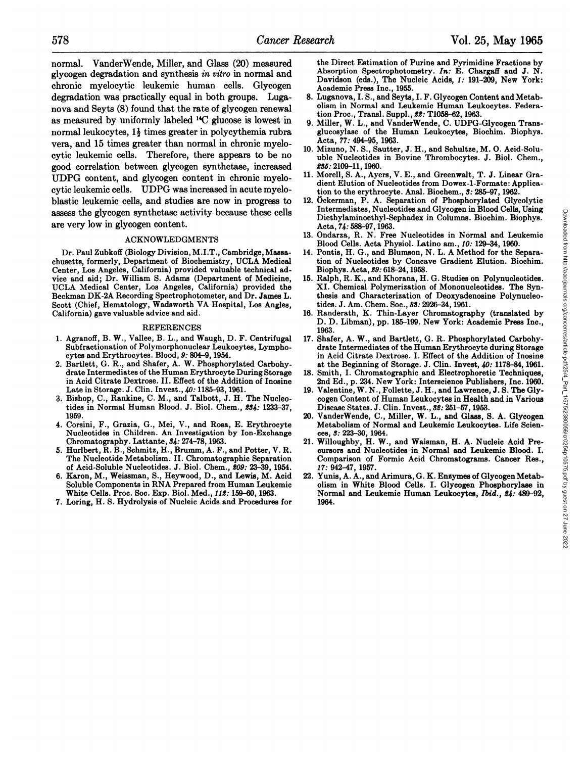normal. VanderWende, Miller, and Glass (20) measured glycogen degradation and synthesis *in vitro* in normal and chronic myelocytic leukemic human cells. Glycogen degradation was practically equal in both groups. Luganova and Seyts (8) found that the rate of glycogen renewal as measured by uniformly labeled $^{14}C$ glucose is lowest in normal leukocytes, $1\frac{1}{2}$ times greater in polycythemia rubra vera, and 15 times greater than normal in chronic myelocytic leukemic cells. Therefore, there appears to be no good correlation between glycogen synthetase, increased UDPG content, and glycogen content in chronic myelocytic leukemic cells. UDPG was increased in acute myeloblastic leukemic cells, and studies are now in progress to assess the glycogen synthetase activity because these cells are very low in glycogen content.

## ACKNOWLEDGMENTS

Dr. Paul Zubkoff (Biology Division, M.I.T., Cambridge, Massachusetts, formerly, Department of Biochemistry, UCLA Medical Center, Los Angeles, California) provided valuable technical advice and aid; Dr. William S. Adams (Department of Medicine, UCLA Medical Center, Los Angeles, California) provided the Beckman DK-2A Recording Spectrophotometer, and Dr. James L. Scott (Chief, Hematology, Wadsworth VA Hospital, Los Angles, California) gave valuable advice and aid.

## REFERENCES

1. Agranoff, B. W., Vallee, B. L., and Waugh, D. F. Centrifugal Subfractionation of Polymorphonuclear Leukocytes, Lymphocytes and Erythrocytes. Blood, *9:* 804–9, 1954.
2. Bartlett, G. R., and Shafer, A. W. Phosphorylated Carbohydrate Intermediates of the Human Erythrocyte During Storage in Acid Citrate Dextrose. II. Effect of the Addition of Inosine Late in Storage. J. Clin. Invest., *40:* 1185–93, 1961.
3. Bishop, C., Rankine, C. M., and Talbott, J. H. The Nucleotides in Normal Human Blood. J. Biol. Chem., *234:* 1233–37, 1959.
4. Corsini, F., Grazia, G., Mei, V., and Rosa, E. Erythrocyte Nucleotides in Children. An Investigation by Ion-Exchange Chromatography. Lattante, *34:* 274–78, 1963.
5. Hurlbert, R. B., Schmitz, H., Brumm, A. F., and Potter, V. R. The Nucleotide Metabolism. II. Chromatographic Separation of Acid-Soluble Nucleotides. J. Biol. Chem., *209:* 23–39, 1954.
6. Karon, M., Weissman, S., Heywood, D., and Lewis, M. Acid Soluble Components in RNA Prepared from Human Leukemic White Cells. Proc. Soc. Exp. Biol. Med., *112:* 159–60, 1963.
7. Loring, H. S. Hydrolysis of Nucleic Acids and Procedures for the Direct Estimation of Purine and Pyrimidine Fractions by Absorption Spectrophotometry. *In:* E. Chargaff and J. N. Davidson (eds.), The Nucleic Acids, *1:* 191–209, New York: Academic Press Inc., 1955.
8. Luganova, I. S., and Seyts, I. F. Glycogen Content and Metabolism in Normal and Leukemic Human Leukocytes. Federation Proc., Transl. Suppl., *22:* T1058–62, 1963.
9. Miller, W. L., and VanderWende, C. UDPG-Glycogen Transglucosylase of the Human Leukocytes, Biochim. Biophys. Acta, *77:* 494–95, 1963.
10. Mizuno, N. S., Sautter, J. H., and Schultze, M. O. Acid-Soluble Nucleotides in Bovine Thrombocytes. J. Biol. Chem., *235:* 2109–11, 1960.
11. Morell, S. A., Ayers, V. E., and Greenwalt, T. J. Linear Gradient Elution of Nucleotides from Dowex-1-Formate: Application to the erythrocyte. Anal. Biochem., *3:* 285–97, 1962.
12. Öckerman, P. A. Separation of Phosphorylated Glycolytic Intermediates, Nucleotides and Glycogen in Blood Cells, Using Diethylaminoethyl-Sephadex in Columns. Biochim. Biophys. Acta, *74:* 588–97, 1963.
13. Ondarza, R. N. Free Nucleotides in Normal and Leukemic Blood Cells. Acta Physiol. Latino am., *10:* 129–34, 1960.
14. Pontis, H. G., and Blumson, N. L. A Method for the Separation of Nucleotides by Concave Gradient Elution. Biochim. Biophys. Acta, *29:* 618–24, 1958.
15. Ralph, R. K., and Khorana, H. G. Studies on Polynucleotides. XI. Chemical Polymerization of Mononucleotides. The Synthesis and Characterization of Deoxyadenosine Polynucleotides. J. Am. Chem. Soc., *83:* 2926–34, 1961.
16. Randerath, K. Thin-Layer Chromatography (translated by D. D. Libman), pp. 185–199. New York: Academic Press Inc., 1963.
17. Shafer, A. W., and Bartlett, G. R. Phosphorylated Carbohydrate Intermediates of the Human Erythrocyte during Storage in Acid Citrate Dextrose. I. Effect of the Addition of Inosine at the Beginning of Storage. J. Clin. Invest, *40:* 1178–84, 1961.
18. Smith, I. Chromatographic and Electrophoretic Techniques, 2nd Ed., p. 234. New York: Interscience Publishers, Inc. 1960.
19. Valentine, W. N., Follette, J. H., and Lawrence, J. S. The Glycogen Content of Human Leukocytes in Health and in Various Disease States. J. Clin. Invest., *32:* 251–57, 1953.
20. VanderWende, C., Miller, W. L., and Glass, S. A. Glycogen Metabolism of Normal and Leukemic Leukocytes. Life Sciences, *3:* 223–30, 1964.
21. Willoughby, H. W., and Waisman, H. A. Nucleic Acid Precursors and Nucleotides in Normal and Leukemic Blood. I. Comparison of Formic Acid Chromatograms. Cancer Res., *17:* 942–47, 1957.
22. Yunis, A. A., and Arimura, G. K. Enzymes of Glycogen Metabolism in White Blood Cells. I. Glycogen Phosphorylase in Normal and Leukemic Human Leukocytes, *Ibid.*, *24:* 489–92, 1964.